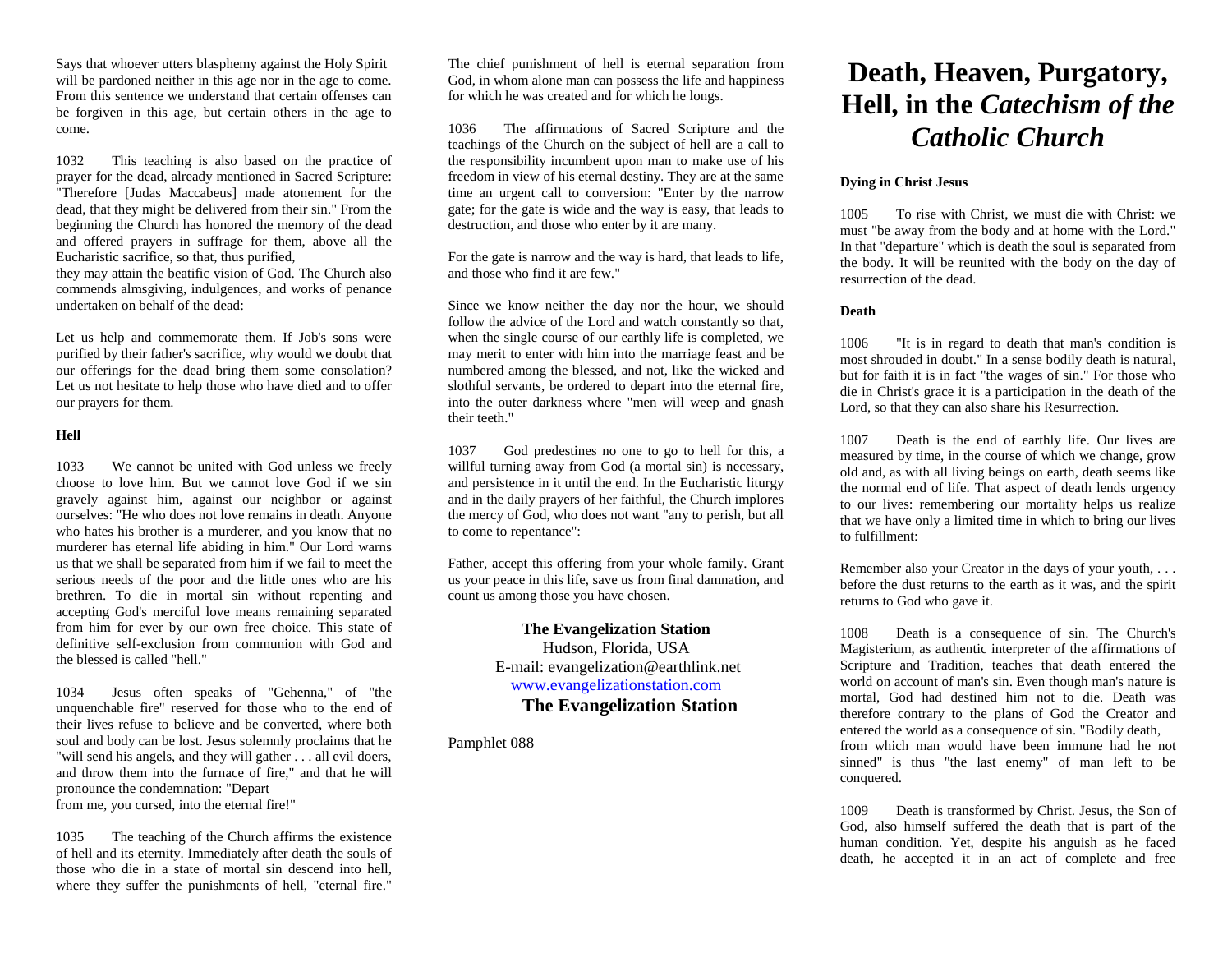Says that whoever utters blasphemy against the Holy Spirit will be pardoned neither in this age nor in the age to come. From this sentence we understand that certain offenses can be forgiven in this age, but certain others in the age to come.

1032 This teaching is also based on the practice of prayer for the dead, already mentioned in Sacred Scripture: "Therefore [Judas Maccabeus] made atonement for the dead, that they might be delivered from their sin." From the beginning the Church has honored the memory of the dead and offered prayers in suffrage for them, above all the Eucharistic sacrifice, so that, thus purified, they may attain the beatific vision of God. The Church also commends almsgiving, indulgences, and works of penance undertaken on behalf of the dead:

Let us help and commemorate them. If Job's sons were purified by their father's sacrifice, why would we doubt that our offerings for the dead bring them some consolation? Let us not hesitate to help those who have died and to offer our prayers for them.

**Hell**

1033 We cannot be united with God unless we freely choose to love him. But we cannot love God if we sin gravely against him, against our neighbor or against ourselves: "He who does not love remains in death. Anyone who hates his brother is a murderer, and you know that no murderer has eternal life abiding in him." Our Lord warns us that we shall be separated from him if we fail to meet the serious needs of the poor and the little ones who are his brethren. To die in mortal sin without repenting and accepting God's merciful love means remaining separated from him for ever by our own free choice. This state of definitive self-exclusion from communion with God and the blessed is called "hell."

1034 Jesus often speaks of "Gehenna," of "the unquenchable fire" reserved for those who to the end of their lives refuse to believe and be converted, where both soul and body can be lost. Jesus solemnly proclaims that he "will send his angels, and they will gather . . . all evil doers, and throw them into the furnace of fire," and that he will pronounce the condemnation: "Depart from me, you cursed, into the eternal fire!"

1035 The teaching of the Church affirms the existence of hell and its eternity. Immediately after death the souls of those who die in a state of mortal sin descend into hell, where they suffer the punishments of hell, "eternal fire." The chief punishment of hell is eternal separation from God, in whom alone man can possess the life and happiness for which he was created and for which he longs.

1036 The affirmations of Sacred Scripture and the teachings of the Church on the subject of hell are a call to the responsibility incumbent upon man to make use of his freedom in view of his eternal destiny. They are at the same time an urgent call to conversion: "Enter by the narrow gate; for the gate is wide and the way is easy, that leads to destruction, and those who enter by it are many.

For the gate is narrow and the way is hard, that leads to life, and those who find it are few."

Since we know neither the day nor the hour, we should follow the advice of the Lord and watch constantly so that, when the single course of our earthly life is completed, we may merit to enter with him into the marriage feast and be numbered among the blessed, and not, like the wicked and slothful servants, be ordered to depart into the eternal fire, into the outer darkness where "men will weep and gnash their teeth."

1037 God predestines no one to go to hell for this, a willful turning away from God (a mortal sin) is necessary, and persistence in it until the end. In the Eucharistic liturgy and in the daily prayers of her faithful, the Church implores the mercy of God, who does not want "any to perish, but all to come to repentance":

Father, accept this offering from your whole family. Grant us your peace in this life, save us from final damnation, and count us among those you have chosen.

**The Evangelization Station**
Hudson, Florida, USA
E-mail: evangelization@earthlink.net
www.evangelizationstation.com
**The Evangelization Station**

Pamphlet 088

# Death, Heaven, Purgatory, Hell, in the *Catechism of the Catholic Church*

**Dying in Christ Jesus**

1005 To rise with Christ, we must die with Christ: we must "be away from the body and at home with the Lord." In that "departure" which is death the soul is separated from the body. It will be reunited with the body on the day of resurrection of the dead.

**Death**

1006 "It is in regard to death that man's condition is most shrouded in doubt." In a sense bodily death is natural, but for faith it is in fact "the wages of sin." For those who die in Christ's grace it is a participation in the death of the Lord, so that they can also share his Resurrection.

1007 Death is the end of earthly life. Our lives are measured by time, in the course of which we change, grow old and, as with all living beings on earth, death seems like the normal end of life. That aspect of death lends urgency to our lives: remembering our mortality helps us realize that we have only a limited time in which to bring our lives to fulfillment:

Remember also your Creator in the days of your youth, . . . before the dust returns to the earth as it was, and the spirit returns to God who gave it.

1008 Death is a consequence of sin. The Church's Magisterium, as authentic interpreter of the affirmations of Scripture and Tradition, teaches that death entered the world on account of man's sin. Even though man's nature is mortal, God had destined him not to die. Death was therefore contrary to the plans of God the Creator and entered the world as a consequence of sin. "Bodily death, from which man would have been immune had he not sinned" is thus "the last enemy" of man left to be conquered.

1009 Death is transformed by Christ. Jesus, the Son of God, also himself suffered the death that is part of the human condition. Yet, despite his anguish as he faced death, he accepted it in an act of complete and free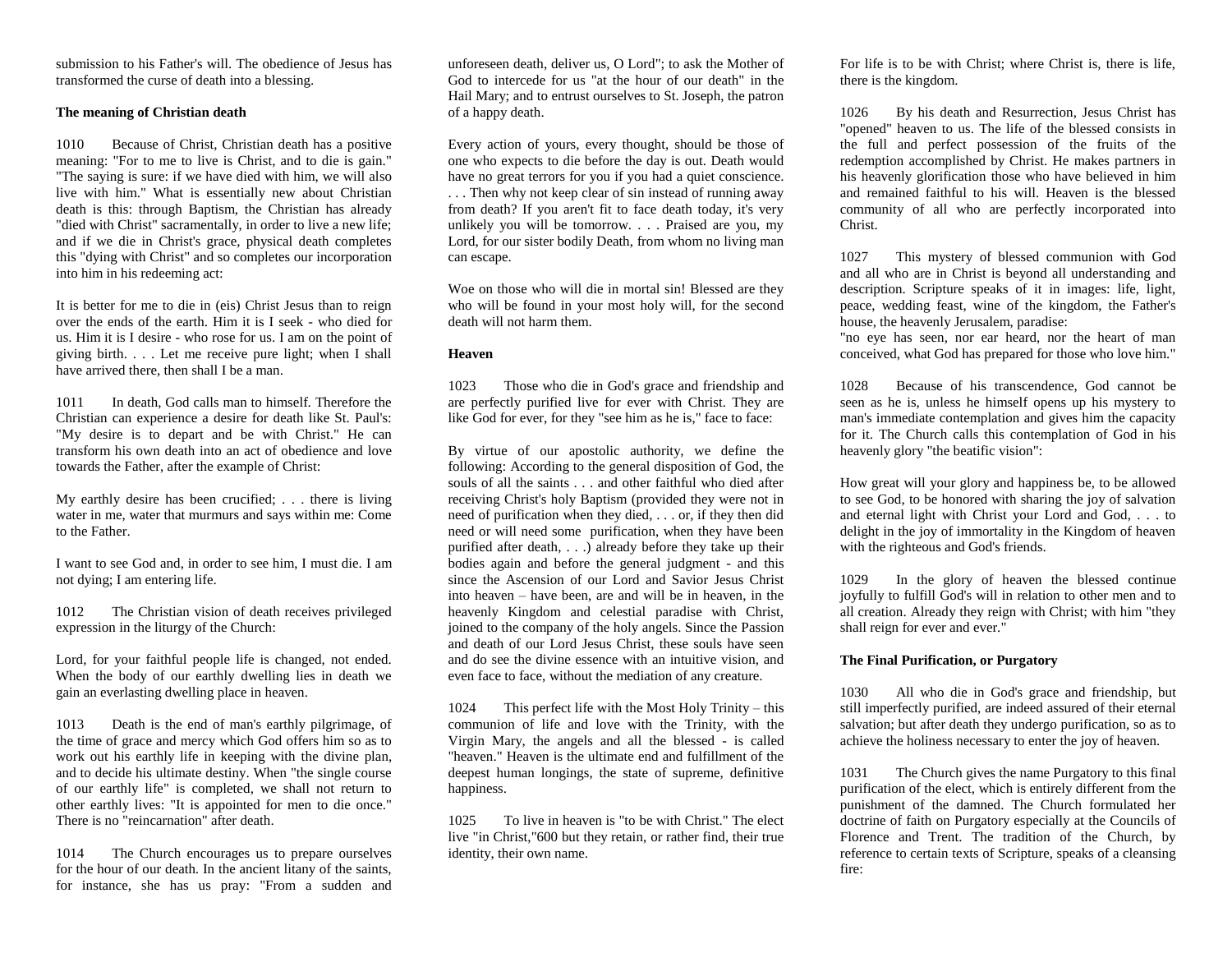submission to his Father's will. The obedience of Jesus has transformed the curse of death into a blessing.

**The meaning of Christian death**

1010 Because of Christ, Christian death has a positive meaning: "For to me to live is Christ, and to die is gain." "The saying is sure: if we have died with him, we will also live with him." What is essentially new about Christian death is this: through Baptism, the Christian has already "died with Christ" sacramentally, in order to live a new life; and if we die in Christ's grace, physical death completes this "dying with Christ" and so completes our incorporation into him in his redeeming act:

It is better for me to die in (eis) Christ Jesus than to reign over the ends of the earth. Him it is I seek - who died for us. Him it is I desire - who rose for us. I am on the point of giving birth. . . . Let me receive pure light; when I shall have arrived there, then shall I be a man.

1011 In death, God calls man to himself. Therefore the Christian can experience a desire for death like St. Paul's: "My desire is to depart and be with Christ." He can transform his own death into an act of obedience and love towards the Father, after the example of Christ:

My earthly desire has been crucified; . . . there is living water in me, water that murmurs and says within me: Come to the Father.

I want to see God and, in order to see him, I must die. I am not dying; I am entering life.

1012 The Christian vision of death receives privileged expression in the liturgy of the Church:

Lord, for your faithful people life is changed, not ended. When the body of our earthly dwelling lies in death we gain an everlasting dwelling place in heaven.

1013 Death is the end of man's earthly pilgrimage, of the time of grace and mercy which God offers him so as to work out his earthly life in keeping with the divine plan, and to decide his ultimate destiny. When "the single course of our earthly life" is completed, we shall not return to other earthly lives: "It is appointed for men to die once." There is no "reincarnation" after death.

1014 The Church encourages us to prepare ourselves for the hour of our death. In the ancient litany of the saints, for instance, she has us pray: "From a sudden and unforeseen death, deliver us, O Lord"; to ask the Mother of God to intercede for us "at the hour of our death" in the Hail Mary; and to entrust ourselves to St. Joseph, the patron of a happy death.

Every action of yours, every thought, should be those of one who expects to die before the day is out. Death would have no great terrors for you if you had a quiet conscience. . . . Then why not keep clear of sin instead of running away from death? If you aren't fit to face death today, it's very unlikely you will be tomorrow. . . . Praised are you, my Lord, for our sister bodily Death, from whom no living man can escape.

Woe on those who will die in mortal sin! Blessed are they who will be found in your most holy will, for the second death will not harm them.

**Heaven**

1023 Those who die in God's grace and friendship and are perfectly purified live for ever with Christ. They are like God for ever, for they "see him as he is," face to face:

By virtue of our apostolic authority, we define the following: According to the general disposition of God, the souls of all the saints . . . and other faithful who died after receiving Christ's holy Baptism (provided they were not in need of purification when they died, . . . or, if they then did need or will need some purification, when they have been purified after death, . . .) already before they take up their bodies again and before the general judgment - and this since the Ascension of our Lord and Savior Jesus Christ into heaven – have been, are and will be in heaven, in the heavenly Kingdom and celestial paradise with Christ, joined to the company of the holy angels. Since the Passion and death of our Lord Jesus Christ, these souls have seen and do see the divine essence with an intuitive vision, and even face to face, without the mediation of any creature.

1024 This perfect life with the Most Holy Trinity – this communion of life and love with the Trinity, with the Virgin Mary, the angels and all the blessed - is called "heaven." Heaven is the ultimate end and fulfillment of the deepest human longings, the state of supreme, definitive happiness.

1025 To live in heaven is "to be with Christ." The elect live "in Christ,"600 but they retain, or rather find, their true identity, their own name.

For life is to be with Christ; where Christ is, there is life, there is the kingdom.

1026 By his death and Resurrection, Jesus Christ has "opened" heaven to us. The life of the blessed consists in the full and perfect possession of the fruits of the redemption accomplished by Christ. He makes partners in his heavenly glorification those who have believed in him and remained faithful to his will. Heaven is the blessed community of all who are perfectly incorporated into Christ.

1027 This mystery of blessed communion with God and all who are in Christ is beyond all understanding and description. Scripture speaks of it in images: life, light, peace, wedding feast, wine of the kingdom, the Father's house, the heavenly Jerusalem, paradise:
"no eye has seen, nor ear heard, nor the heart of man conceived, what God has prepared for those who love him."

1028 Because of his transcendence, God cannot be seen as he is, unless he himself opens up his mystery to man's immediate contemplation and gives him the capacity for it. The Church calls this contemplation of God in his heavenly glory "the beatific vision":

How great will your glory and happiness be, to be allowed to see God, to be honored with sharing the joy of salvation and eternal light with Christ your Lord and God, . . . to delight in the joy of immortality in the Kingdom of heaven with the righteous and God's friends.

1029 In the glory of heaven the blessed continue joyfully to fulfill God's will in relation to other men and to all creation. Already they reign with Christ; with him "they shall reign for ever and ever."

**The Final Purification, or Purgatory**

1030 All who die in God's grace and friendship, but still imperfectly purified, are indeed assured of their eternal salvation; but after death they undergo purification, so as to achieve the holiness necessary to enter the joy of heaven.

1031 The Church gives the name Purgatory to this final purification of the elect, which is entirely different from the punishment of the damned. The Church formulated her doctrine of faith on Purgatory especially at the Councils of Florence and Trent. The tradition of the Church, by reference to certain texts of Scripture, speaks of a cleansing fire: